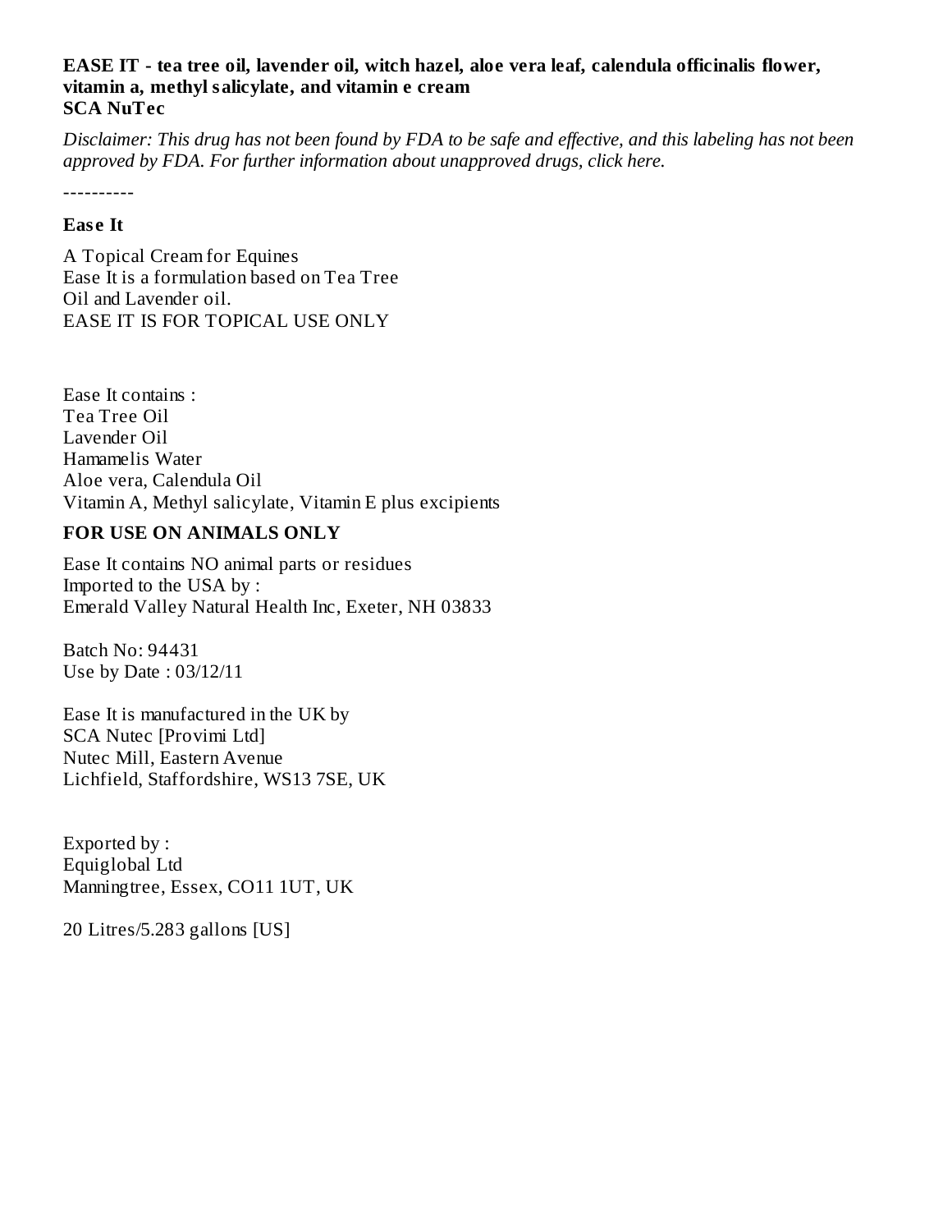**EASE IT - tea tree oil, lavender oil, witch hazel, aloe vera leaf, calendula officinalis flower, vitamin a, methyl salicylate, and vitamin e cream**
**SCA NuTec**

*Disclaimer: This drug has not been found by FDA to be safe and effective, and this labeling has not been approved by FDA. For further information about unapproved drugs, click here.*

----------

**Ease It**

A Topical Cream for Equines
Ease It is a formulation based on Tea Tree Oil and Lavender oil.
EASE IT IS FOR TOPICAL USE ONLY

Ease It contains :
Tea Tree Oil
Lavender Oil
Hamamelis Water
Aloe vera, Calendula Oil
Vitamin A, Methyl salicylate, Vitamin E plus excipients

**FOR USE ON ANIMALS ONLY**

Ease It contains NO animal parts or residues
Imported to the USA by :
Emerald Valley Natural Health Inc, Exeter, NH 03833

Batch No: 94431
Use by Date : 03/12/11

Ease It is manufactured in the UK by
SCA Nutec [Provimi Ltd]
Nutec Mill, Eastern Avenue
Lichfield, Staffordshire, WS13 7SE, UK

Exported by :
Equiglobal Ltd
Manningtree, Essex, CO11 1UT, UK

20 Litres/5.283 gallons [US]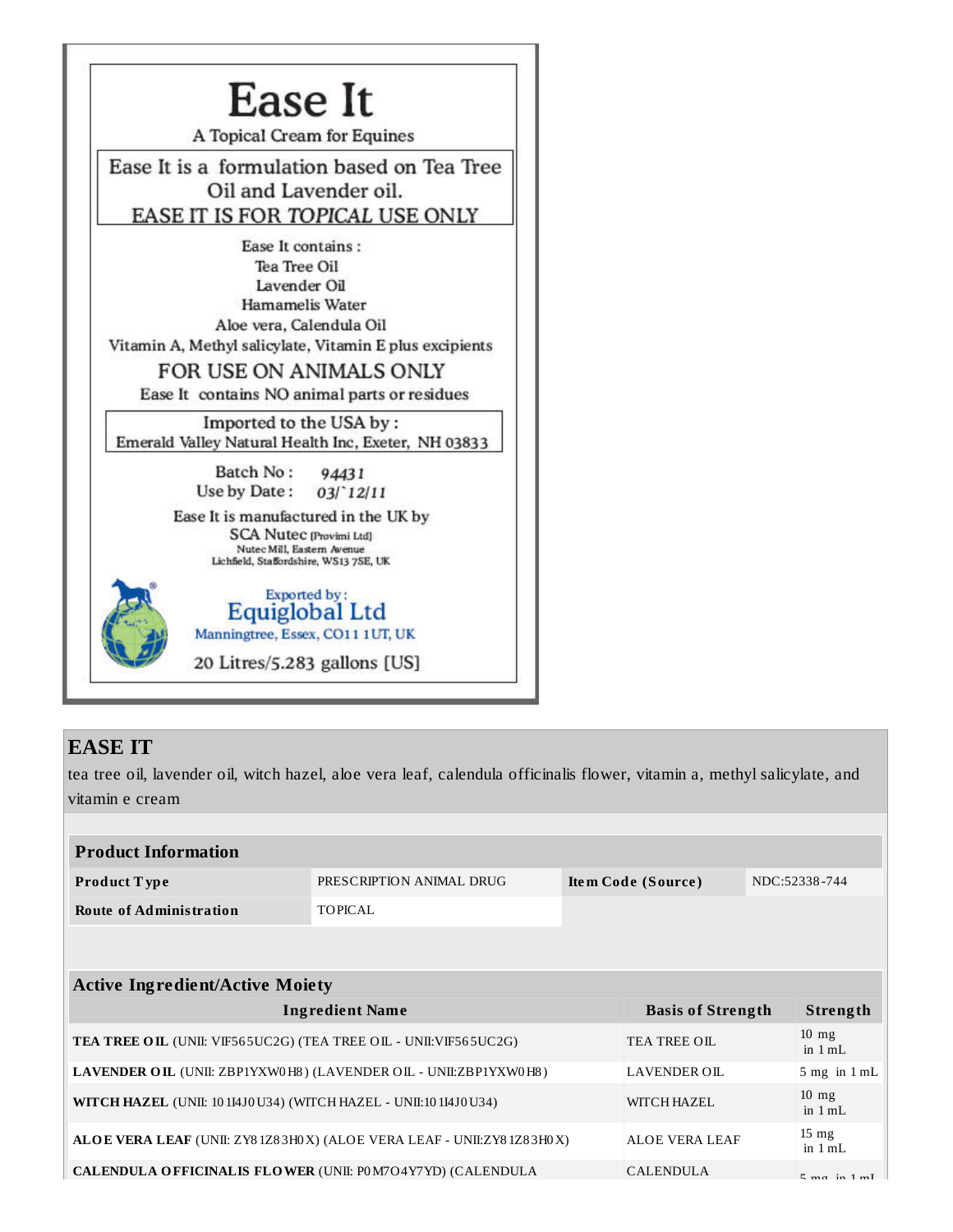# Ease It

A Topical Cream for Equines

Ease It is a formulation based on Tea Tree Oil and Lavender oil.
EASE IT IS FOR *TOPICAL* USE ONLY

Ease It contains :
Tea Tree Oil
Lavender Oil
Hamamelis Water
Aloe vera, Calendula Oil
Vitamin A, Methyl salicylate, Vitamin E plus excipients

FOR USE ON ANIMALS ONLY

Ease It contains NO animal parts or residues

Imported to the USA by :
Emerald Valley Natural Health Inc, Exeter, NH 03833

Batch No : 94431
Use by Date : 03/`12/11

Ease It is manufactured in the UK by
SCA Nutec [Provimi Ltd]
Nutec Mill, Eastern Avenue
Lichfield, Staffordshire, WS13 7SE, UK

Exported by :
Equiglobal Ltd
Manningtree, Essex, CO11 1UT, UK

20 Litres/5.283 gallons [US]

## EASE IT

tea tree oil, lavender oil, witch hazel, aloe vera leaf, calendula officinalis flower, vitamin a, methyl salicylate, and vitamin e cream

| Product Information | | | |
|---|---|---|---|
| **Product Type** | PRESCRIPTION ANIMAL DRUG | **Item Code (Source)** | NDC:52338-744 |
| **Route of Administration** | TOPICAL | | |

| Active Ingredient/Active Moiety | | |
|---|---|---|
| **Ingredient Name** | **Basis of Strength** | **Strength** |
| **TEA TREE OIL** (UNII: VIF565UC2G) (TEA TREE OIL - UNII:VIF565UC2G) | TEA TREE OIL | 10 mg in 1 mL |
| **LAVENDER OIL** (UNII: ZBP1YXW0H8) (LAVENDER OIL - UNII:ZBP1YXW0H8) | LAVENDER OIL | 5 mg in 1 mL |
| **WITCH HAZEL** (UNII: 101I4J0U34) (WITCH HAZEL - UNII:101I4J0U34) | WITCH HAZEL | 10 mg in 1 mL |
| **ALOE VERA LEAF** (UNII: ZY81Z83H0X) (ALOE VERA LEAF - UNII:ZY81Z83H0X) | ALOE VERA LEAF | 15 mg in 1 mL |
| **CALENDULA OFFICINALIS FLOWER** (UNII: P0M7O4Y7YD) (CALENDULA | CALENDULA | 5 mg in 1 mL |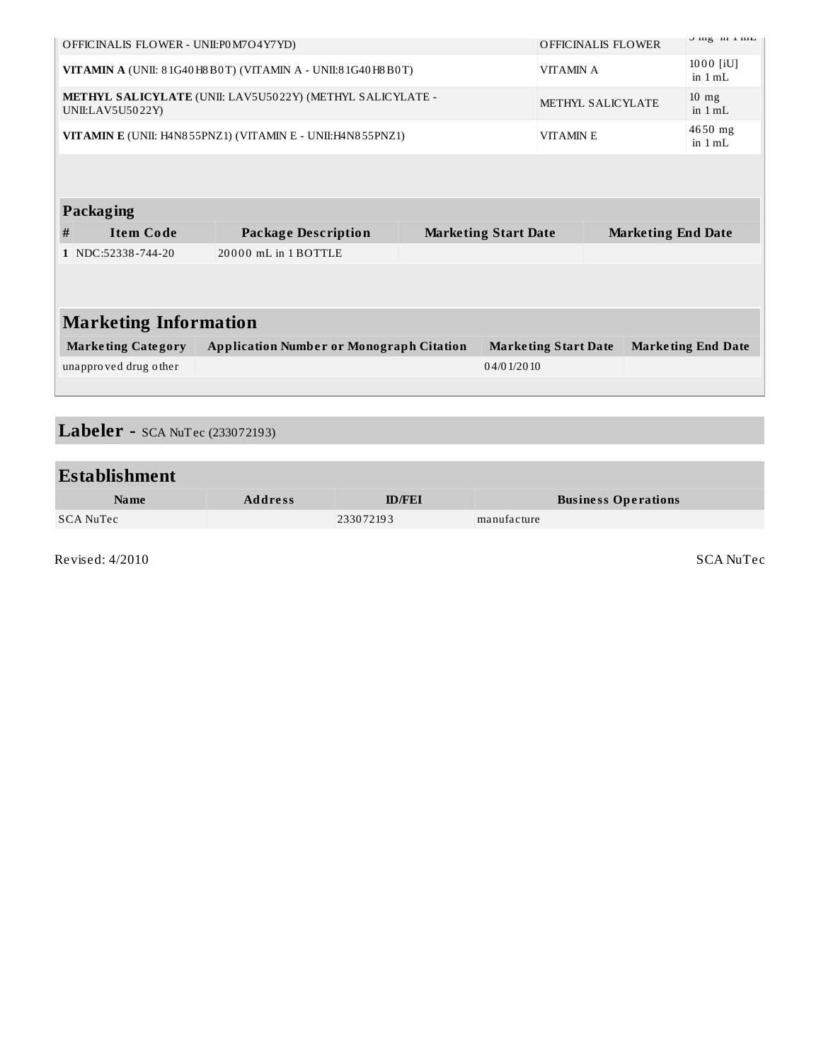| | | |
|---|---|---|
| OFFICINALIS FLOWER - UNII:P0M7O4Y7YD) | OFFICINALIS FLOWER | 5 mg in 1 mL |
| **VITAMIN A** (UNII: 81G40H8B0T) (VITAMIN A - UNII:81G40H8B0T) | VITAMIN A | 1000 [iU] in 1 mL |
| **METHYL SALICYLATE** (UNII: LAV5U5022Y) (METHYL SALICYLATE - UNII:LAV5U5022Y) | METHYL SALICYLATE | 10 mg in 1 mL |
| **VITAMIN E** (UNII: H4N855PNZ1) (VITAMIN E - UNII:H4N855PNZ1) | VITAMIN E | 4650 mg in 1 mL |

## Packaging

| # | Item Code | Package Description | Marketing Start Date | Marketing End Date |
|---|---|---|---|---|
| 1 | NDC:52338-744-20 | 20000 mL in 1 BOTTLE | | |

## Marketing Information

| Marketing Category | Application Number or Monograph Citation | Marketing Start Date | Marketing End Date |
|---|---|---|---|
| unapproved drug other | | 04/01/2010 | |

## Labeler - SCA NuTec (233072193)

## Establishment

| Name | Address | ID/FEI | Business Operations |
|---|---|---|---|
| SCA NuTec | | 233072193 | manufacture |

Revised: 4/2010

SCA NuTec